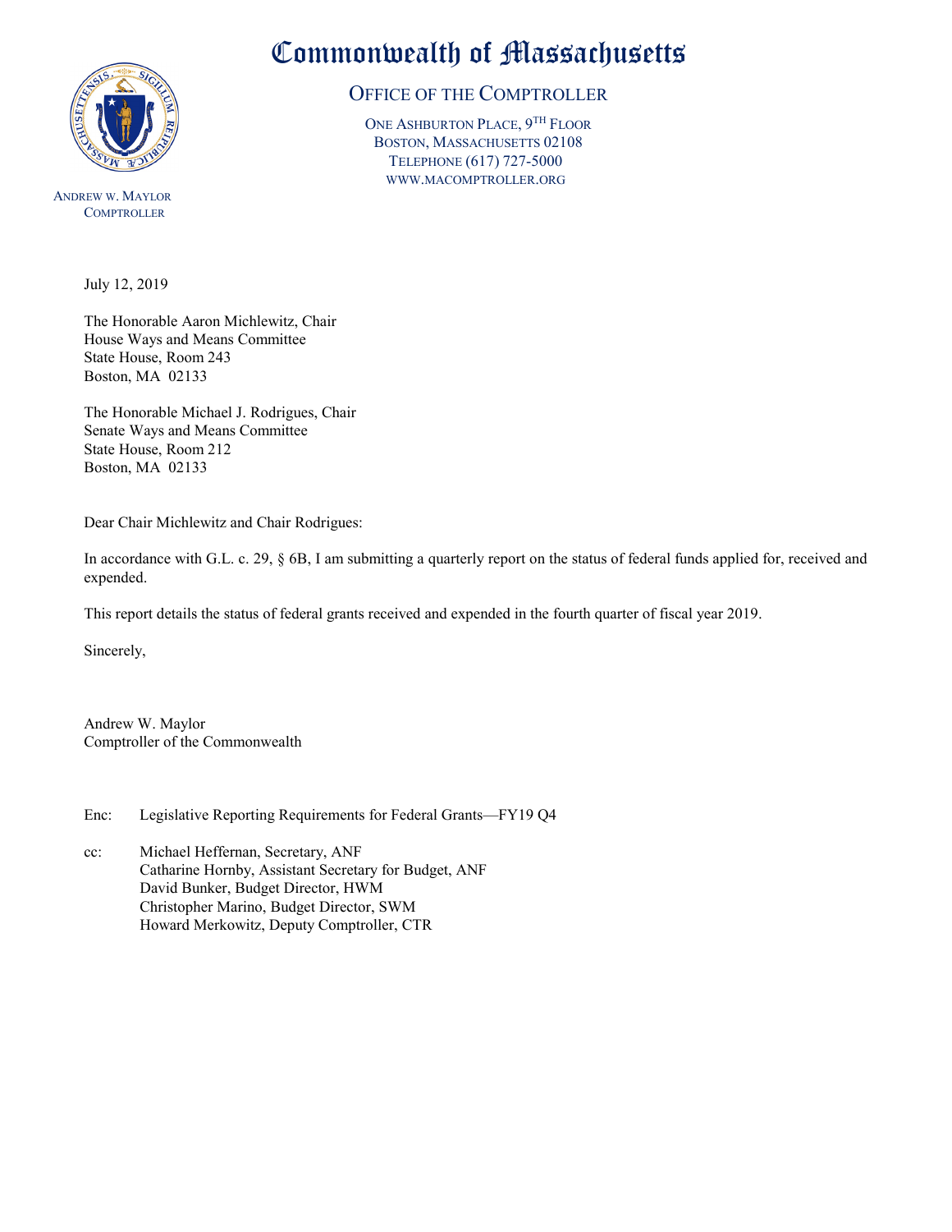# Commonwealth of Massachusetts

## Office of the Comptroller

One Ashburton Place, 9th Floor
Boston, Massachusetts 02108
Telephone (617) 727-5000
www.macomptroller.org

Andrew W. Maylor
Comptroller

July 12, 2019

The Honorable Aaron Michlewitz, Chair
House Ways and Means Committee
State House, Room 243
Boston, MA 02133

The Honorable Michael J. Rodrigues, Chair
Senate Ways and Means Committee
State House, Room 212
Boston, MA 02133

Dear Chair Michlewitz and Chair Rodrigues:

In accordance with G.L. c. 29, § 6B, I am submitting a quarterly report on the status of federal funds applied for, received and expended.

This report details the status of federal grants received and expended in the fourth quarter of fiscal year 2019.

Sincerely,

Andrew W. Maylor
Comptroller of the Commonwealth

Enc: Legislative Reporting Requirements for Federal Grants—FY19 Q4

cc: Michael Heffernan, Secretary, ANF
Catharine Hornby, Assistant Secretary for Budget, ANF
David Bunker, Budget Director, HWM
Christopher Marino, Budget Director, SWM
Howard Merkowitz, Deputy Comptroller, CTR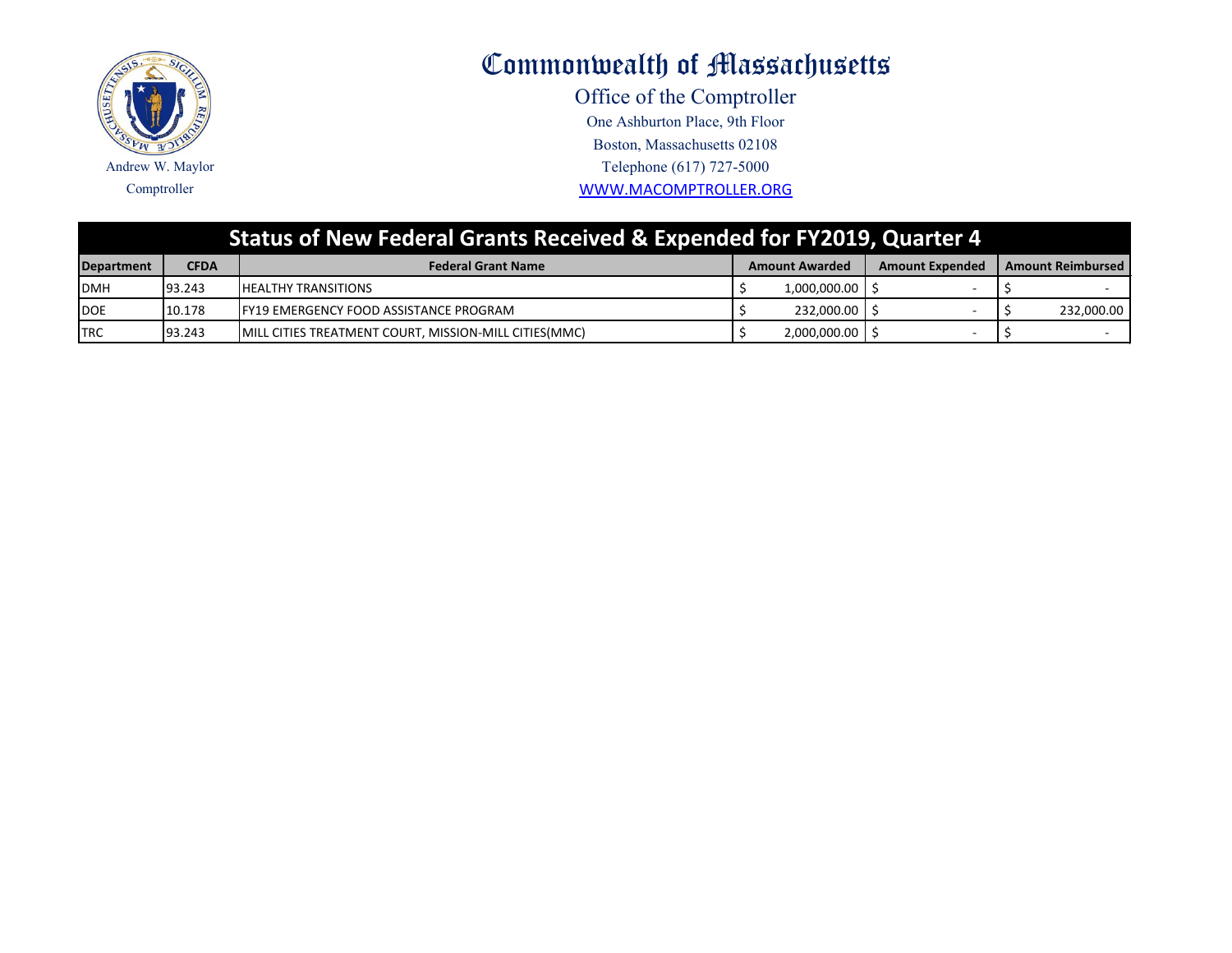# Commonwealth of Massachusetts

Office of the Comptroller

One Ashburton Place, 9th Floor

Boston, Massachusetts 02108

Telephone (617) 727-5000

WWW.MACOMPTROLLER.ORG

Andrew W. Maylor

Comptroller

## Status of New Federal Grants Received & Expended for FY2019, Quarter 4

| Department | CFDA | Federal Grant Name | Amount Awarded | Amount Expended | Amount Reimbursed |
|---|---|---|---|---|---|
| DMH | 93.243 | HEALTHY TRANSITIONS | $ 1,000,000.00 | $ - | $ - |
| DOE | 10.178 | FY19 EMERGENCY FOOD ASSISTANCE PROGRAM | $ 232,000.00 | $ - | $ 232,000.00 |
| TRC | 93.243 | MILL CITIES TREATMENT COURT, MISSION-MILL CITIES(MMC) | $ 2,000,000.00 | $ - | $ - |